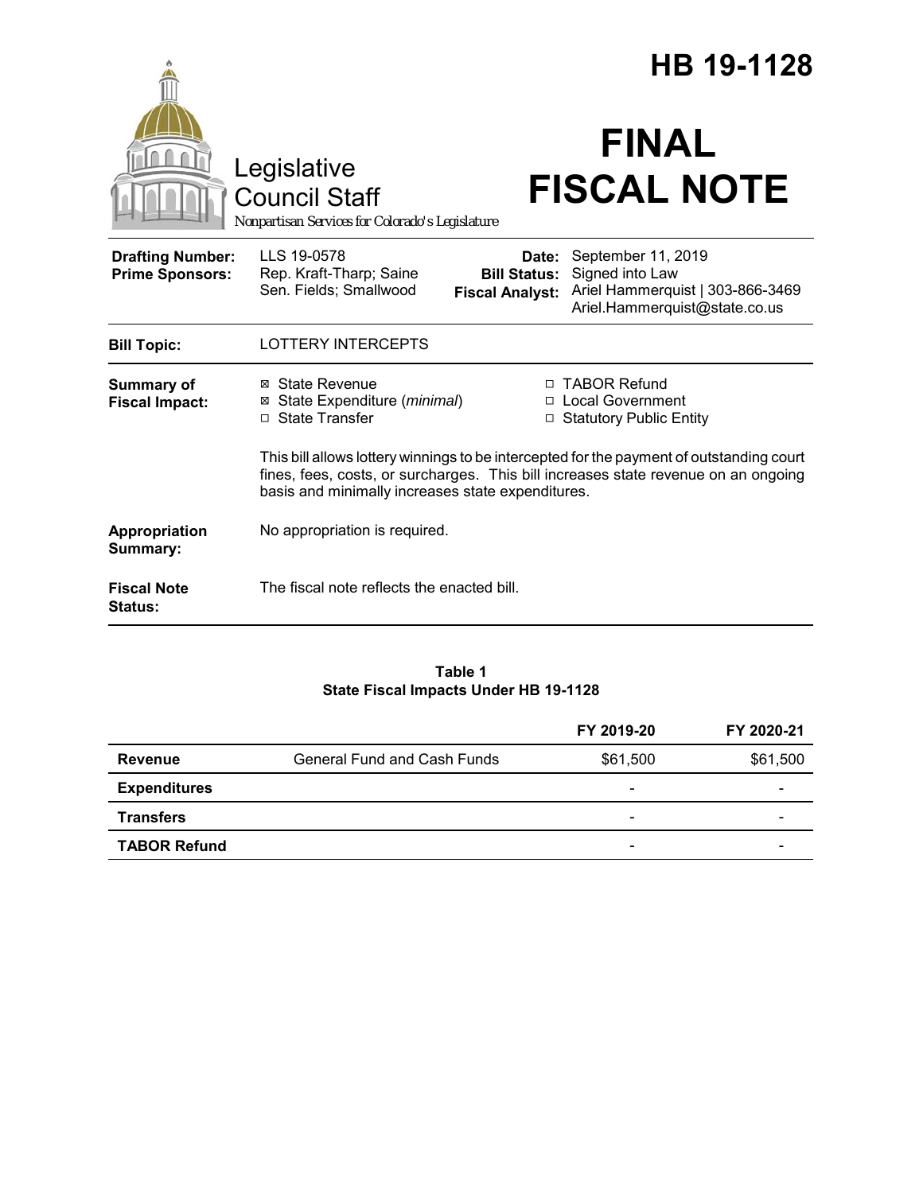# HB 19-1128

Legislative Council Staff

*Nonpartisan Services for Colorado's Legislature*

# FINAL FISCAL NOTE

| | | | |
|---|---|---|---|
| **Drafting Number:** | LLS 19-0578 | **Date:** | September 11, 2019 |
| **Prime Sponsors:** | Rep. Kraft-Tharp; Saine<br>Sen. Fields; Smallwood | **Bill Status:** | Signed into Law |
| | | **Fiscal Analyst:** | Ariel Hammerquist \| 303-866-3469<br>Ariel.Hammerquist@state.co.us |

| | |
|---|---|
| **Bill Topic:** | LOTTERY INTERCEPTS |
| **Summary of Fiscal Impact:** | ☒ State Revenue<br>☒ State Expenditure (*minimal*)<br>☐ State Transfer<br>☐ TABOR Refund<br>☐ Local Government<br>☐ Statutory Public Entity<br><br>This bill allows lottery winnings to be intercepted for the payment of outstanding court fines, fees, costs, or surcharges. This bill increases state revenue on an ongoing basis and minimally increases state expenditures. |
| **Appropriation Summary:** | No appropriation is required. |
| **Fiscal Note Status:** | The fiscal note reflects the enacted bill. |

**Table 1**
**State Fiscal Impacts Under HB 19-1128**

| | | FY 2019-20 | FY 2020-21 |
|---|---|---|---|
| **Revenue** | General Fund and Cash Funds | $61,500 | $61,500 |
| **Expenditures** | | - | - |
| **Transfers** | | - | - |
| **TABOR Refund** | | - | - |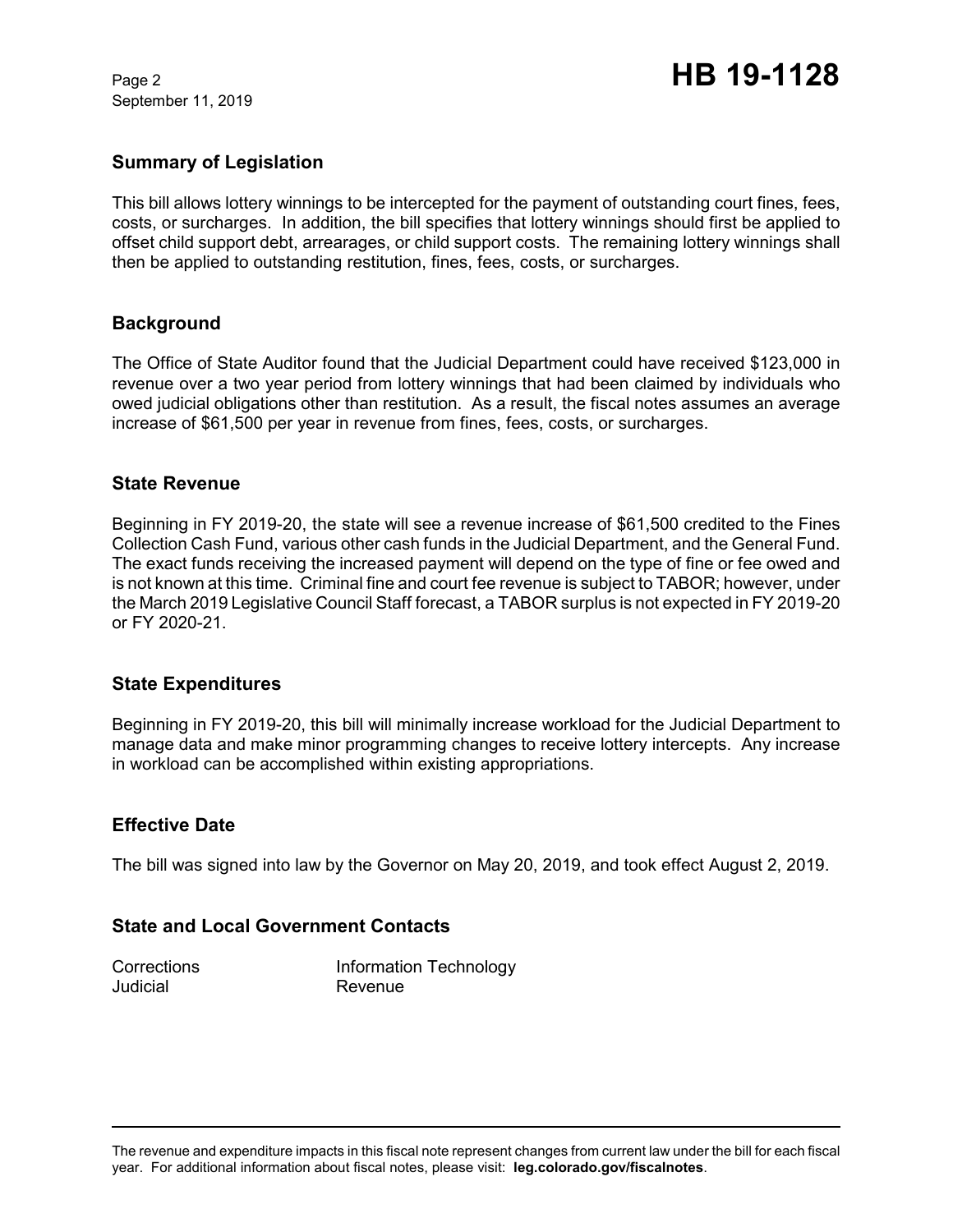## Summary of Legislation

This bill allows lottery winnings to be intercepted for the payment of outstanding court fines, fees, costs, or surcharges. In addition, the bill specifies that lottery winnings should first be applied to offset child support debt, arrearages, or child support costs. The remaining lottery winnings shall then be applied to outstanding restitution, fines, fees, costs, or surcharges.

## Background

The Office of State Auditor found that the Judicial Department could have received $123,000 in revenue over a two year period from lottery winnings that had been claimed by individuals who owed judicial obligations other than restitution. As a result, the fiscal notes assumes an average increase of $61,500 per year in revenue from fines, fees, costs, or surcharges.

## State Revenue

Beginning in FY 2019-20, the state will see a revenue increase of $61,500 credited to the Fines Collection Cash Fund, various other cash funds in the Judicial Department, and the General Fund. The exact funds receiving the increased payment will depend on the type of fine or fee owed and is not known at this time. Criminal fine and court fee revenue is subject to TABOR; however, under the March 2019 Legislative Council Staff forecast, a TABOR surplus is not expected in FY 2019-20 or FY 2020-21.

## State Expenditures

Beginning in FY 2019-20, this bill will minimally increase workload for the Judicial Department to manage data and make minor programming changes to receive lottery intercepts. Any increase in workload can be accomplished within existing appropriations.

## Effective Date

The bill was signed into law by the Governor on May 20, 2019, and took effect August 2, 2019.

## State and Local Government Contacts

| | |
|---|---|
| Corrections | Information Technology |
| Judicial | Revenue |

The revenue and expenditure impacts in this fiscal note represent changes from current law under the bill for each fiscal year. For additional information about fiscal notes, please visit: **leg.colorado.gov/fiscalnotes**.